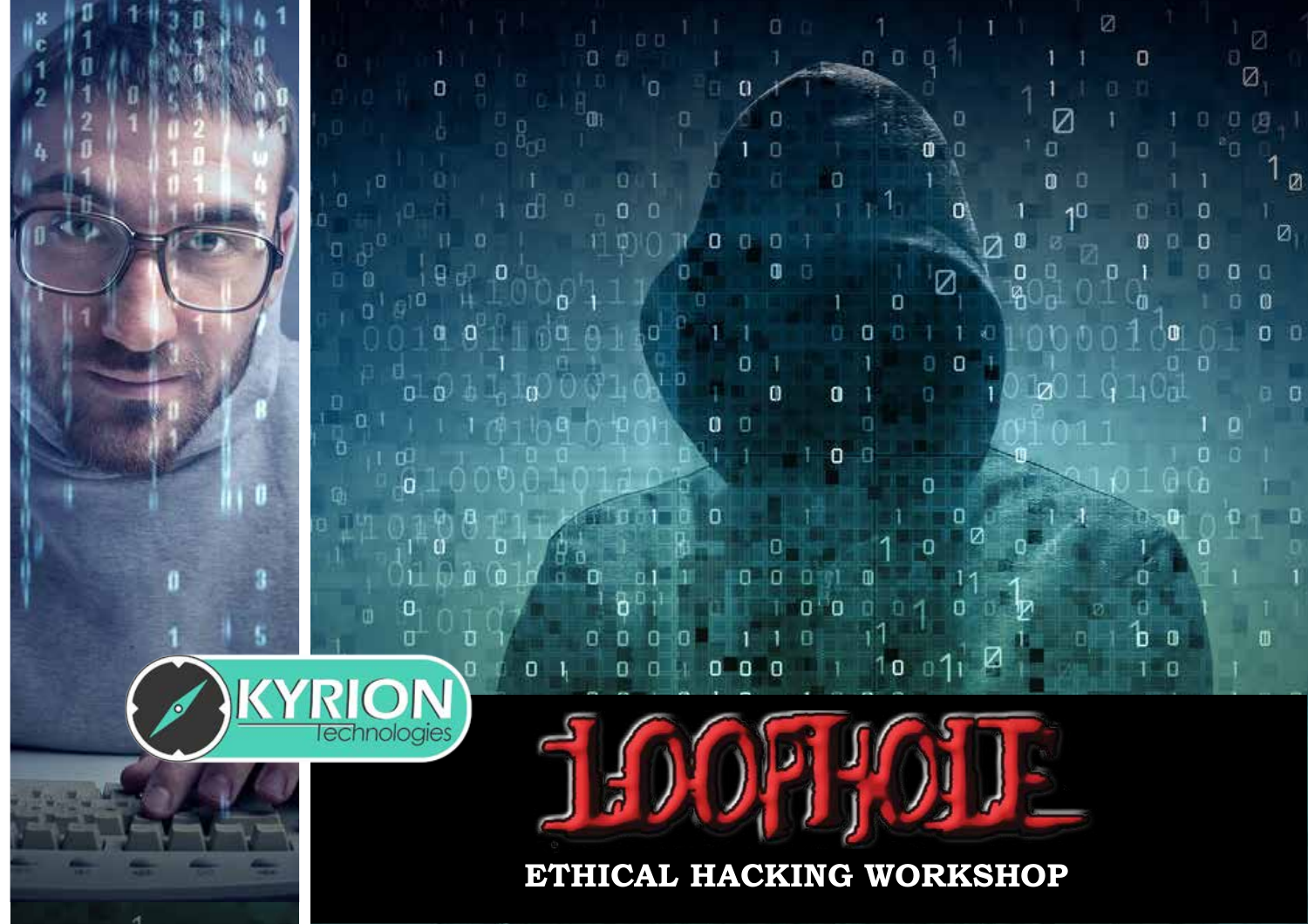KYRION Technologies

# LOOPHOLE

## ETHICAL HACKING WORKSHOP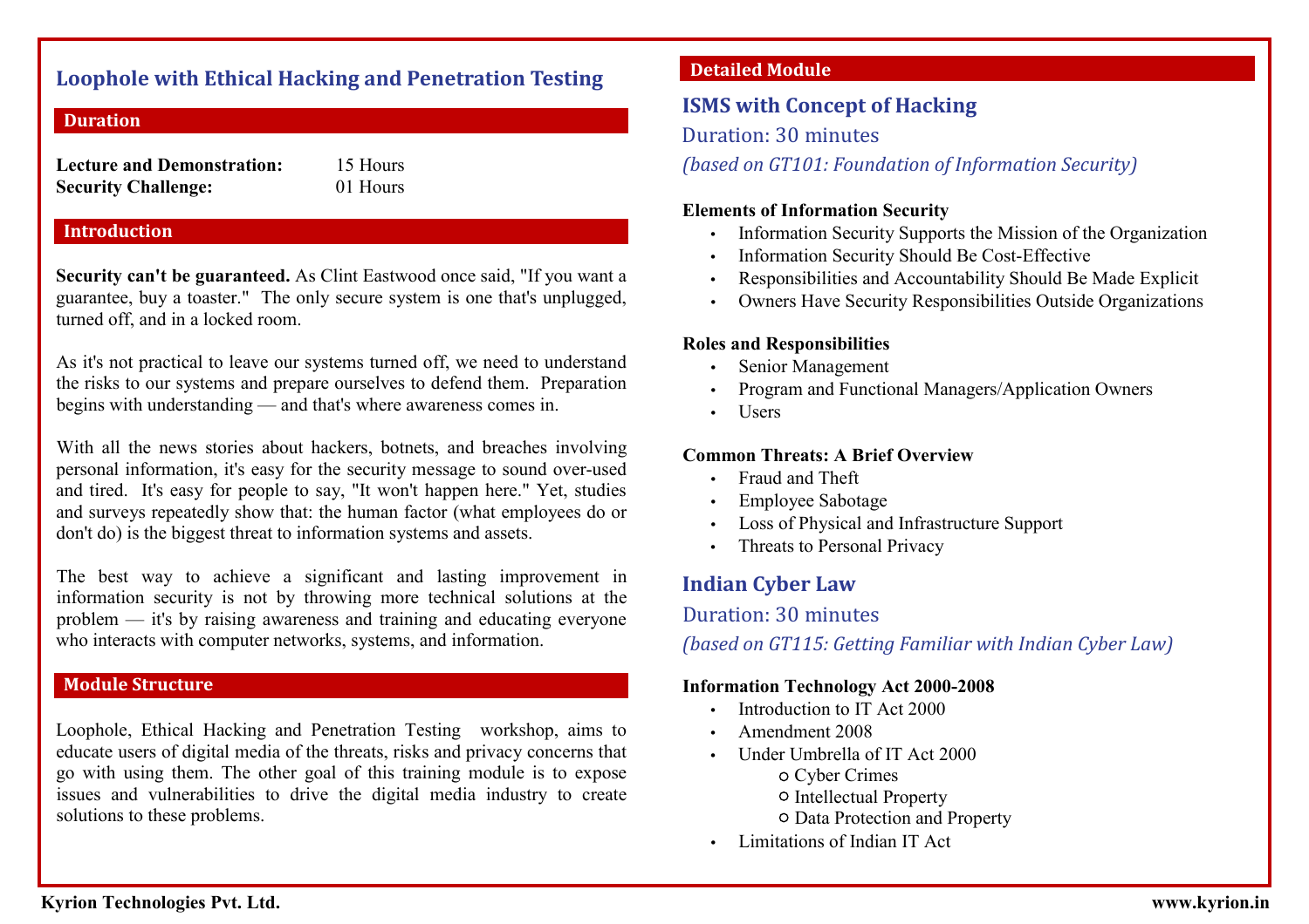# Loophole with Ethical Hacking and Penetration Testing

## Duration

**Lecture and Demonstration:** 15 Hours
**Security Challenge:** 01 Hours

## Introduction

**Security can't be guaranteed.** As Clint Eastwood once said, "If you want a guarantee, buy a toaster." The only secure system is one that's unplugged, turned off, and in a locked room.

As it's not practical to leave our systems turned off, we need to understand the risks to our systems and prepare ourselves to defend them. Preparation begins with understanding — and that's where awareness comes in.

With all the news stories about hackers, botnets, and breaches involving personal information, it's easy for the security message to sound over-used and tired. It's easy for people to say, "It won't happen here." Yet, studies and surveys repeatedly show that: the human factor (what employees do or don't do) is the biggest threat to information systems and assets.

The best way to achieve a significant and lasting improvement in information security is not by throwing more technical solutions at the problem — it's by raising awareness and training and educating everyone who interacts with computer networks, systems, and information.

## Module Structure

Loophole, Ethical Hacking and Penetration Testing workshop, aims to educate users of digital media of the threats, risks and privacy concerns that go with using them. The other goal of this training module is to expose issues and vulnerabilities to drive the digital media industry to create solutions to these problems.

## Detailed Module

### ISMS with Concept of Hacking

Duration: 30 minutes

*(based on GT101: Foundation of Information Security)*

**Elements of Information Security**

- Information Security Supports the Mission of the Organization
- Information Security Should Be Cost-Effective
- Responsibilities and Accountability Should Be Made Explicit
- Owners Have Security Responsibilities Outside Organizations

**Roles and Responsibilities**

- Senior Management
- Program and Functional Managers/Application Owners
- Users

**Common Threats: A Brief Overview**

- Fraud and Theft
- Employee Sabotage
- Loss of Physical and Infrastructure Support
- Threats to Personal Privacy

### Indian Cyber Law

Duration: 30 minutes

*(based on GT115: Getting Familiar with Indian Cyber Law)*

**Information Technology Act 2000-2008**

- Introduction to IT Act 2000
- Amendment 2008
- Under Umbrella of IT Act 2000
  - Cyber Crimes
  - Intellectual Property
  - Data Protection and Property
- Limitations of Indian IT Act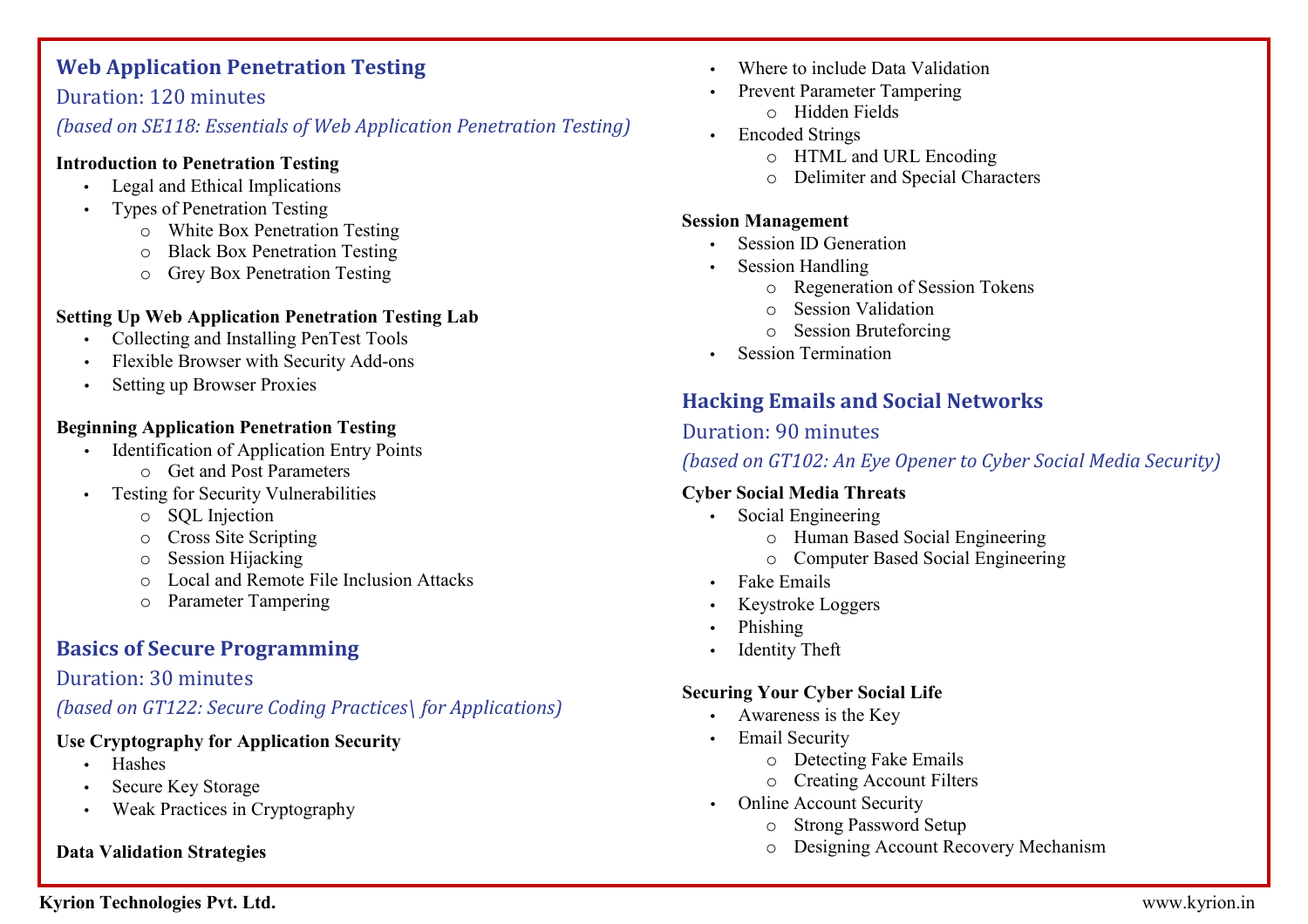## Web Application Penetration Testing

Duration: 120 minutes

*(based on SE118: Essentials of Web Application Penetration Testing)*

**Introduction to Penetration Testing**

- Legal and Ethical Implications
- Types of Penetration Testing
  - White Box Penetration Testing
  - Black Box Penetration Testing
  - Grey Box Penetration Testing

**Setting Up Web Application Penetration Testing Lab**

- Collecting and Installing PenTest Tools
- Flexible Browser with Security Add-ons
- Setting up Browser Proxies

**Beginning Application Penetration Testing**

- Identification of Application Entry Points
  - Get and Post Parameters
- Testing for Security Vulnerabilities
  - SQL Injection
  - Cross Site Scripting
  - Session Hijacking
  - Local and Remote File Inclusion Attacks
  - Parameter Tampering

## Basics of Secure Programming

Duration: 30 minutes

*(based on GT122: Secure Coding Practices\ for Applications)*

**Use Cryptography for Application Security**

- Hashes
- Secure Key Storage
- Weak Practices in Cryptography

**Data Validation Strategies**

- Where to include Data Validation
- Prevent Parameter Tampering
  - Hidden Fields
- Encoded Strings
  - HTML and URL Encoding
  - Delimiter and Special Characters

**Session Management**

- Session ID Generation
- Session Handling
  - Regeneration of Session Tokens
  - Session Validation
  - Session Bruteforcing
- Session Termination

## Hacking Emails and Social Networks

Duration: 90 minutes

*(based on GT102: An Eye Opener to Cyber Social Media Security)*

**Cyber Social Media Threats**

- Social Engineering
  - Human Based Social Engineering
  - Computer Based Social Engineering
- Fake Emails
- Keystroke Loggers
- Phishing
- Identity Theft

**Securing Your Cyber Social Life**

- Awareness is the Key
- Email Security
  - Detecting Fake Emails
  - Creating Account Filters
- Online Account Security
  - Strong Password Setup
  - Designing Account Recovery Mechanism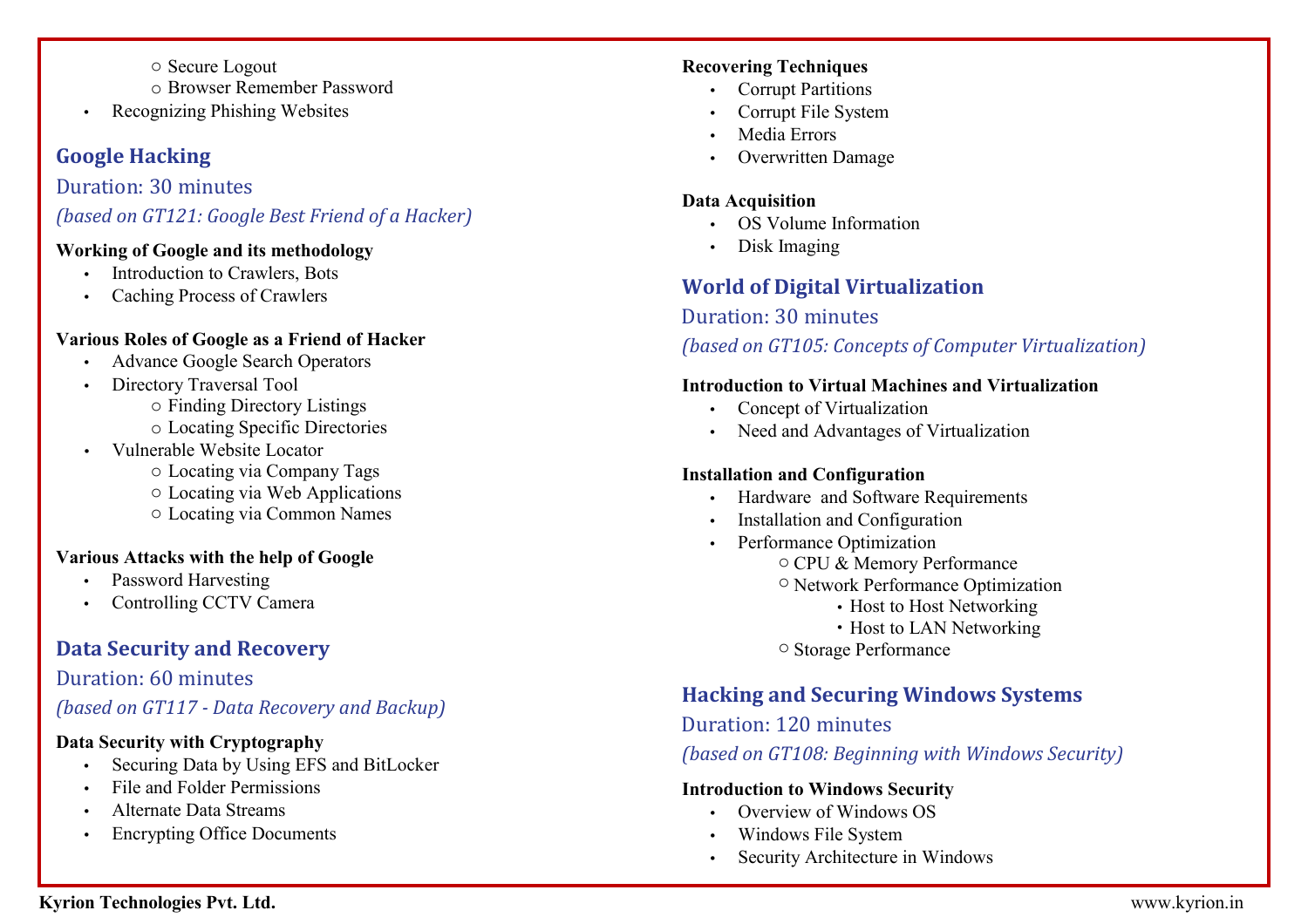- Secure Logout
- Browser Remember Password

- Recognizing Phishing Websites

## Google Hacking

Duration: 30 minutes

*(based on GT121: Google Best Friend of a Hacker)*

**Working of Google and its methodology**

- Introduction to Crawlers, Bots
- Caching Process of Crawlers

**Various Roles of Google as a Friend of Hacker**

- Advance Google Search Operators
- Directory Traversal Tool
  - Finding Directory Listings
  - Locating Specific Directories
- Vulnerable Website Locator
  - Locating via Company Tags
  - Locating via Web Applications
  - Locating via Common Names

**Various Attacks with the help of Google**

- Password Harvesting
- Controlling CCTV Camera

## Data Security and Recovery

Duration: 60 minutes

*(based on GT117 - Data Recovery and Backup)*

**Data Security with Cryptography**

- Securing Data by Using EFS and BitLocker
- File and Folder Permissions
- Alternate Data Streams
- Encrypting Office Documents

**Recovering Techniques**

- Corrupt Partitions
- Corrupt File System
- Media Errors
- Overwritten Damage

**Data Acquisition**

- OS Volume Information
- Disk Imaging

## World of Digital Virtualization

Duration: 30 minutes

*(based on GT105: Concepts of Computer Virtualization)*

**Introduction to Virtual Machines and Virtualization**

- Concept of Virtualization
- Need and Advantages of Virtualization

**Installation and Configuration**

- Hardware and Software Requirements
- Installation and Configuration
- Performance Optimization
  - CPU & Memory Performance
  - Network Performance Optimization
    - Host to Host Networking
    - Host to LAN Networking
  - Storage Performance

## Hacking and Securing Windows Systems

Duration: 120 minutes

*(based on GT108: Beginning with Windows Security)*

**Introduction to Windows Security**

- Overview of Windows OS
- Windows File System
- Security Architecture in Windows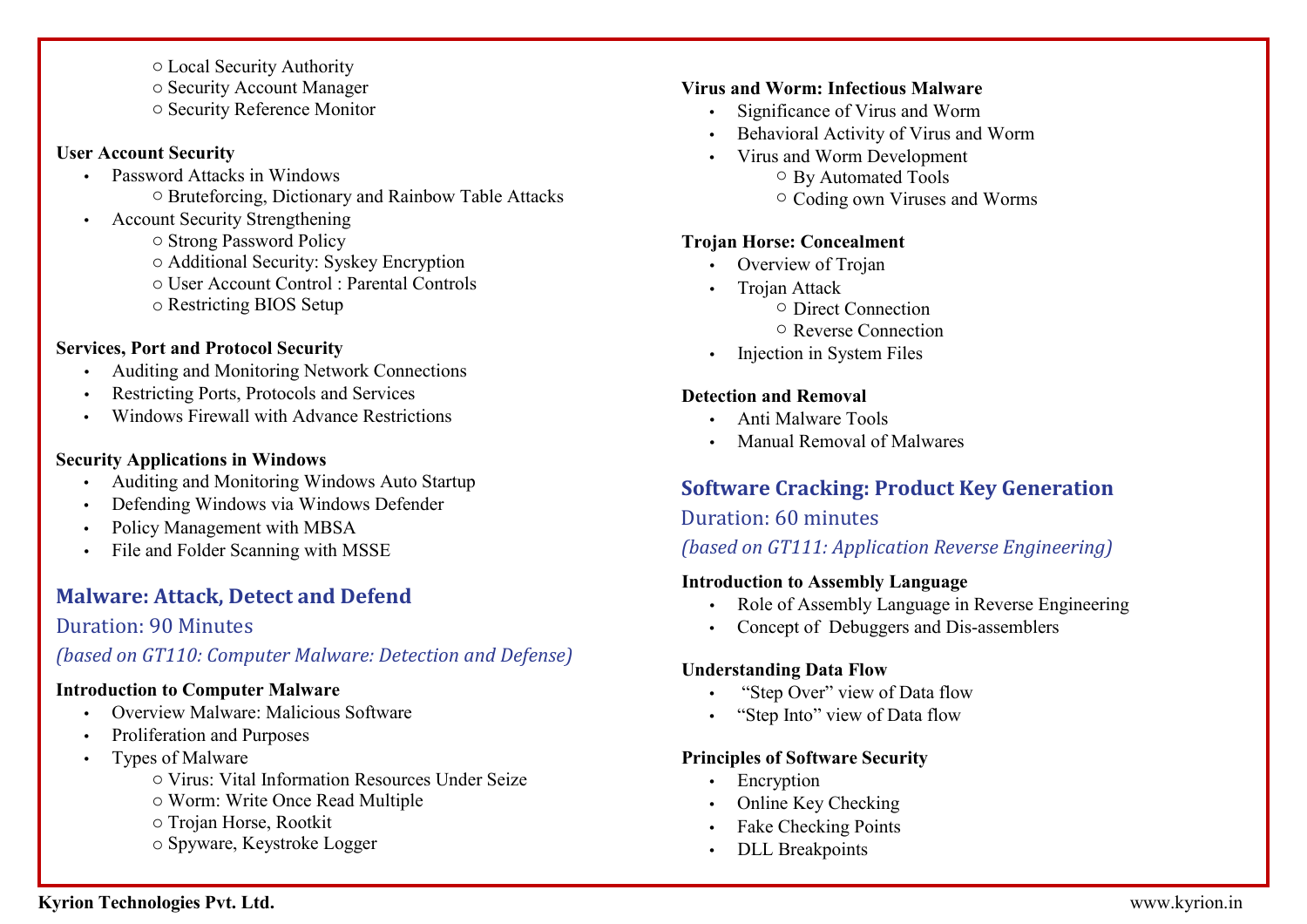- Local Security Authority
  - Security Account Manager
  - Security Reference Monitor

**User Account Security**

- Password Attacks in Windows
  - Bruteforcing, Dictionary and Rainbow Table Attacks
- Account Security Strengthening
  - Strong Password Policy
  - Additional Security: Syskey Encryption
  - User Account Control : Parental Controls
  - Restricting BIOS Setup

**Services, Port and Protocol Security**

- Auditing and Monitoring Network Connections
- Restricting Ports, Protocols and Services
- Windows Firewall with Advance Restrictions

**Security Applications in Windows**

- Auditing and Monitoring Windows Auto Startup
- Defending Windows via Windows Defender
- Policy Management with MBSA
- File and Folder Scanning with MSSE

## Malware: Attack, Detect and Defend

Duration: 90 Minutes

*(based on GT110: Computer Malware: Detection and Defense)*

**Introduction to Computer Malware**

- Overview Malware: Malicious Software
- Proliferation and Purposes
- Types of Malware
  - Virus: Vital Information Resources Under Seize
  - Worm: Write Once Read Multiple
  - Trojan Horse, Rootkit
  - Spyware, Keystroke Logger

**Virus and Worm: Infectious Malware**

- Significance of Virus and Worm
- Behavioral Activity of Virus and Worm
- Virus and Worm Development
  - By Automated Tools
  - Coding own Viruses and Worms

**Trojan Horse: Concealment**

- Overview of Trojan
- Trojan Attack
  - Direct Connection
  - Reverse Connection
- Injection in System Files

**Detection and Removal**

- Anti Malware Tools
- Manual Removal of Malwares

## Software Cracking: Product Key Generation

Duration: 60 minutes

*(based on GT111: Application Reverse Engineering)*

**Introduction to Assembly Language**

- Role of Assembly Language in Reverse Engineering
- Concept of Debuggers and Dis-assemblers

**Understanding Data Flow**

- "Step Over" view of Data flow
- "Step Into" view of Data flow

**Principles of Software Security**

- Encryption
- Online Key Checking
- Fake Checking Points
- DLL Breakpoints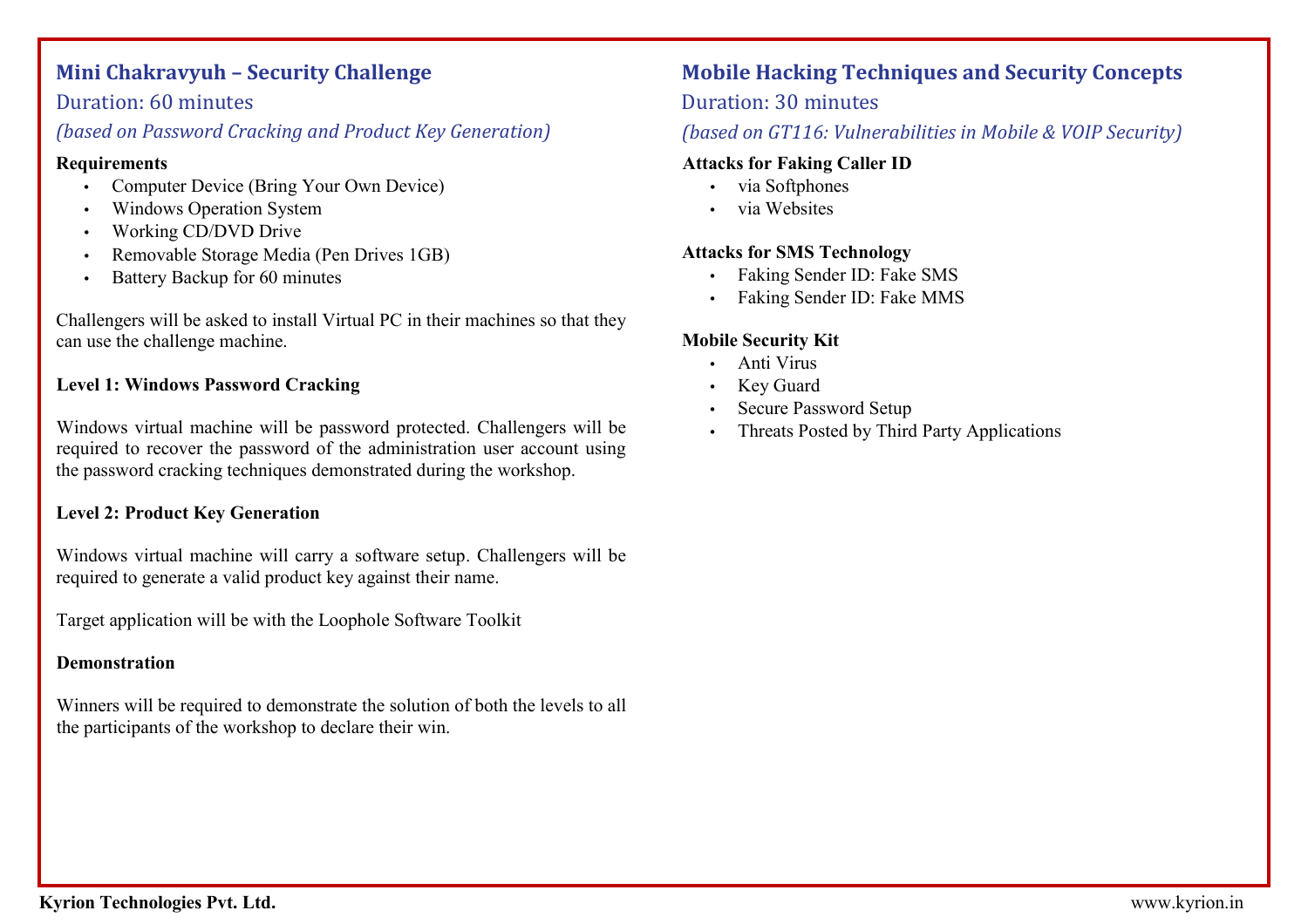## Mini Chakravyuh – Security Challenge

Duration: 60 minutes

*(based on Password Cracking and Product Key Generation)*

**Requirements**

- Computer Device (Bring Your Own Device)
- Windows Operation System
- Working CD/DVD Drive
- Removable Storage Media (Pen Drives 1GB)
- Battery Backup for 60 minutes

Challengers will be asked to install Virtual PC in their machines so that they can use the challenge machine.

**Level 1: Windows Password Cracking**

Windows virtual machine will be password protected. Challengers will be required to recover the password of the administration user account using the password cracking techniques demonstrated during the workshop.

**Level 2: Product Key Generation**

Windows virtual machine will carry a software setup. Challengers will be required to generate a valid product key against their name.

Target application will be with the Loophole Software Toolkit

**Demonstration**

Winners will be required to demonstrate the solution of both the levels to all the participants of the workshop to declare their win.

## Mobile Hacking Techniques and Security Concepts

Duration: 30 minutes

*(based on GT116: Vulnerabilities in Mobile & VOIP Security)*

**Attacks for Faking Caller ID**

- via Softphones
- via Websites

**Attacks for SMS Technology**

- Faking Sender ID: Fake SMS
- Faking Sender ID: Fake MMS

**Mobile Security Kit**

- Anti Virus
- Key Guard
- Secure Password Setup
- Threats Posted by Third Party Applications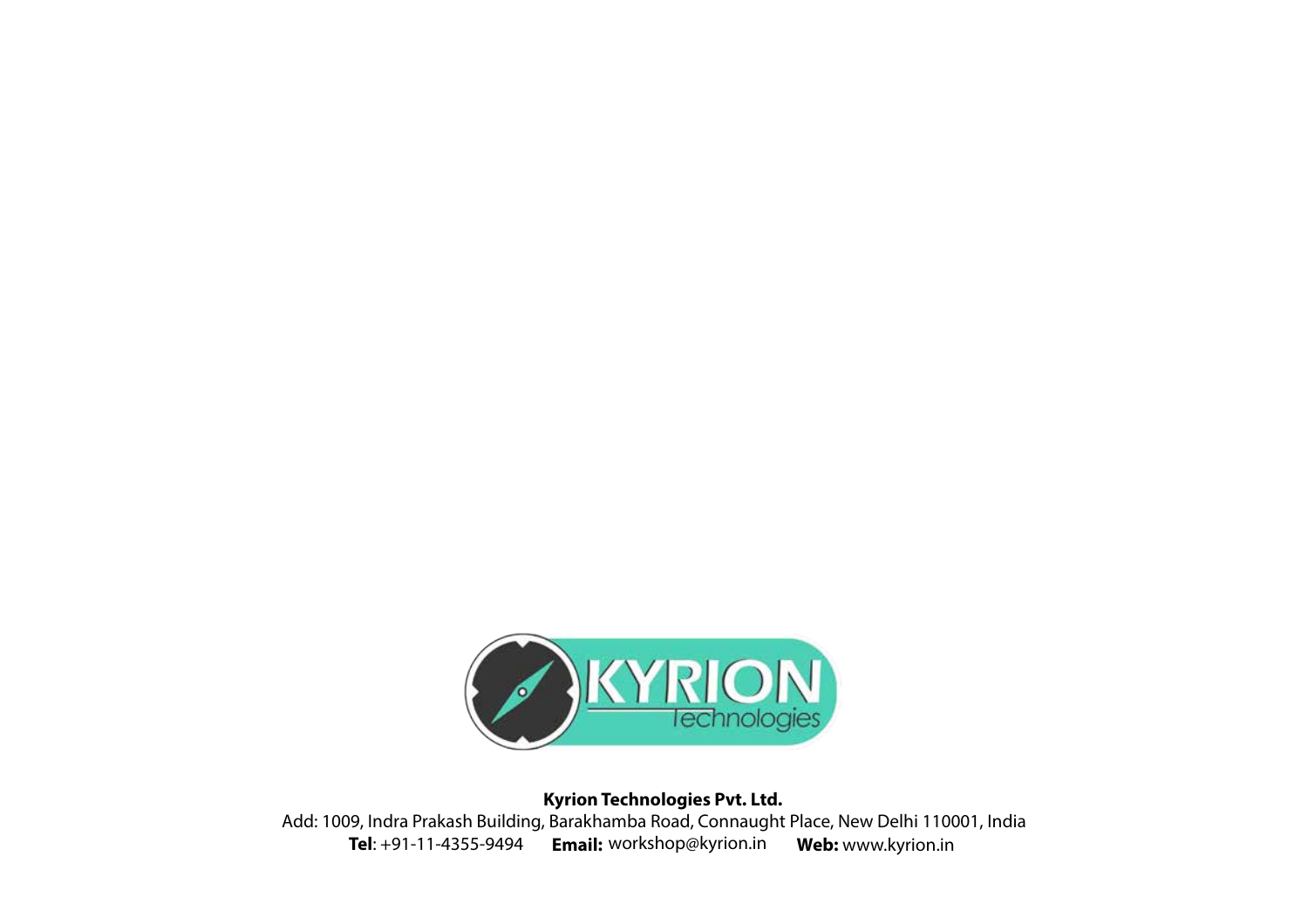**Kyrion Technologies Pvt. Ltd.**
Add: 1009, Indra Prakash Building, Barakhamba Road, Connaught Place, New Delhi 110001, India
**Tel**: +91-11-4355-9494 **Email:** workshop@kyrion.in **Web:** www.kyrion.in